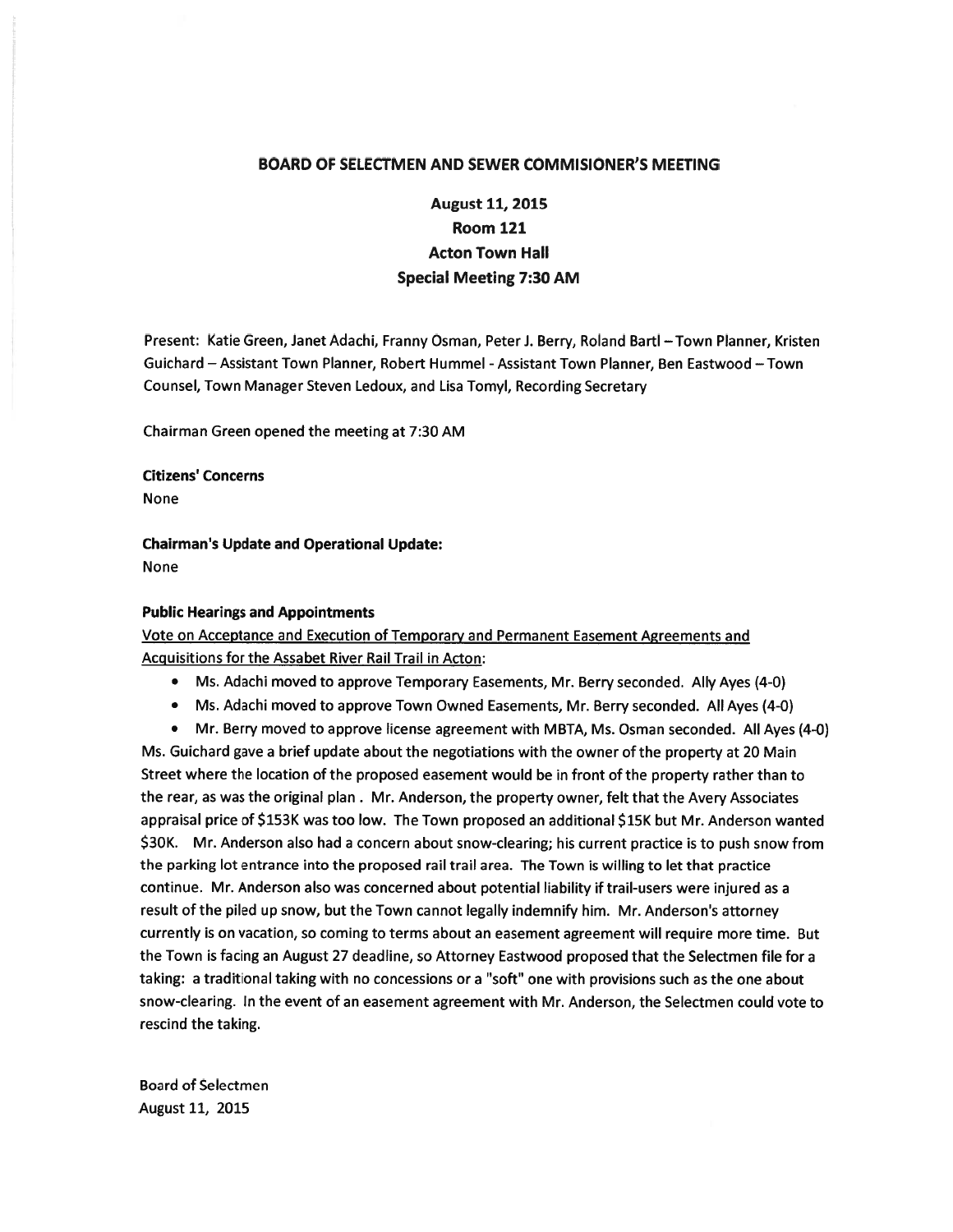## BOARD OF SELECTMEN AND SEWER COMMISIONER'S MEETING

### August 11, 2015
### Room 121
### Acton Town Hall
### Special Meeting 7:30 AM

Present: Katie Green, Janet Adachi, Franny Osman, Peter J. Berry, Roland Bartl – Town Planner, Kristen Guichard – Assistant Town Planner, Robert Hummel - Assistant Town Planner, Ben Eastwood – Town Counsel, Town Manager Steven Ledoux, and Lisa Tomyl, Recording Secretary

Chairman Green opened the meeting at 7:30 AM

**Citizens' Concerns**

None

**Chairman's Update and Operational Update:**

None

**Public Hearings and Appointments**

<u>Vote on Acceptance and Execution of Temporary and Permanent Easement Agreements and Acquisitions for the Assabet River Rail Trail in Acton:</u>

- Ms. Adachi moved to approve Temporary Easements, Mr. Berry seconded. Ally Ayes (4-0)
- Ms. Adachi moved to approve Town Owned Easements, Mr. Berry seconded. All Ayes (4-0)
- Mr. Berry moved to approve license agreement with MBTA, Ms. Osman seconded. All Ayes (4-0)

Ms. Guichard gave a brief update about the negotiations with the owner of the property at 20 Main Street where the location of the proposed easement would be in front of the property rather than to the rear, as was the original plan . Mr. Anderson, the property owner, felt that the Avery Associates appraisal price of $153K was too low. The Town proposed an additional $15K but Mr. Anderson wanted $30K. Mr. Anderson also had a concern about snow-clearing; his current practice is to push snow from the parking lot entrance into the proposed rail trail area. The Town is willing to let that practice continue. Mr. Anderson also was concerned about potential liability if trail-users were injured as a result of the piled up snow, but the Town cannot legally indemnify him. Mr. Anderson's attorney currently is on vacation, so coming to terms about an easement agreement will require more time. But the Town is facing an August 27 deadline, so Attorney Eastwood proposed that the Selectmen file for a taking: a traditional taking with no concessions or a "soft" one with provisions such as the one about snow-clearing. In the event of an easement agreement with Mr. Anderson, the Selectmen could vote to rescind the taking.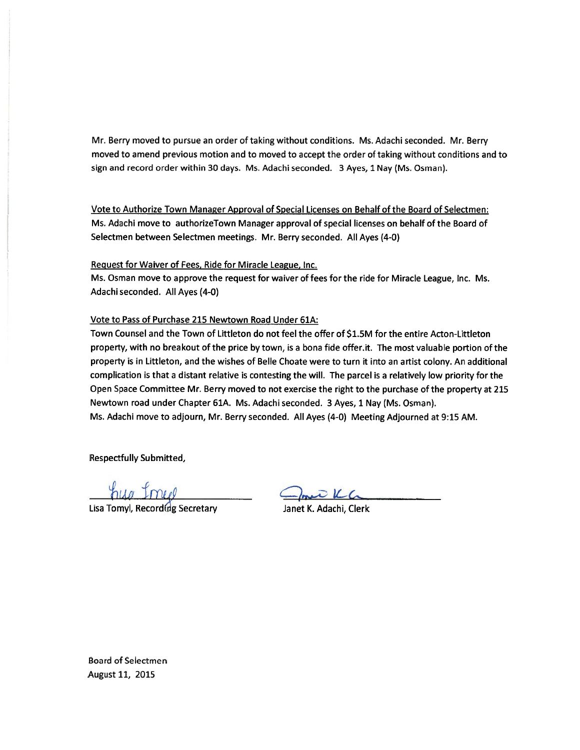Mr. Berry moved to pursue an order of taking without conditions. Ms. Adachi seconded. Mr. Berry moved to amend previous motion and to moved to accept the order of taking without conditions and to sign and record order within 30 days. Ms. Adachi seconded. 3 Ayes, 1 Nay (Ms. Osman).

Vote to Authorize Town Manager Approval of Special Licenses on Behalf of the Board of Selectmen:
Ms. Adachi move to authorizeTown Manager approval of special licenses on behalf of the Board of Selectmen between Selectmen meetings. Mr. Berry seconded. All Ayes (4-0)

Request for Waiver of Fees, Ride for Miracle League, Inc.
Ms. Osman move to approve the request for waiver of fees for the ride for Miracle League, Inc. Ms. Adachi seconded. All Ayes (4-0)

Vote to Pass of Purchase 215 Newtown Road Under 61A:
Town Counsel and the Town of Littleton do not feel the offer of $1.5M for the entire Acton-Littleton property, with no breakout of the price by town, is a bona fide offer.it. The most valuable portion of the property is in Littleton, and the wishes of Belle Choate were to turn it into an artist colony. An additional complication is that a distant relative is contesting the will. The parcel is a relatively low priority for the Open Space Committee Mr. Berry moved to not exercise the right to the purchase of the property at 215 Newtown road under Chapter 61A. Ms. Adachi seconded. 3 Ayes, 1 Nay (Ms. Osman).
Ms. Adachi move to adjourn, Mr. Berry seconded. All Ayes (4-0) Meeting Adjourned at 9:15 AM.

Respectfully Submitted,

Lisa Tomyl, Recording Secretary

Janet K. Adachi, Clerk

Board of Selectmen
August 11, 2015